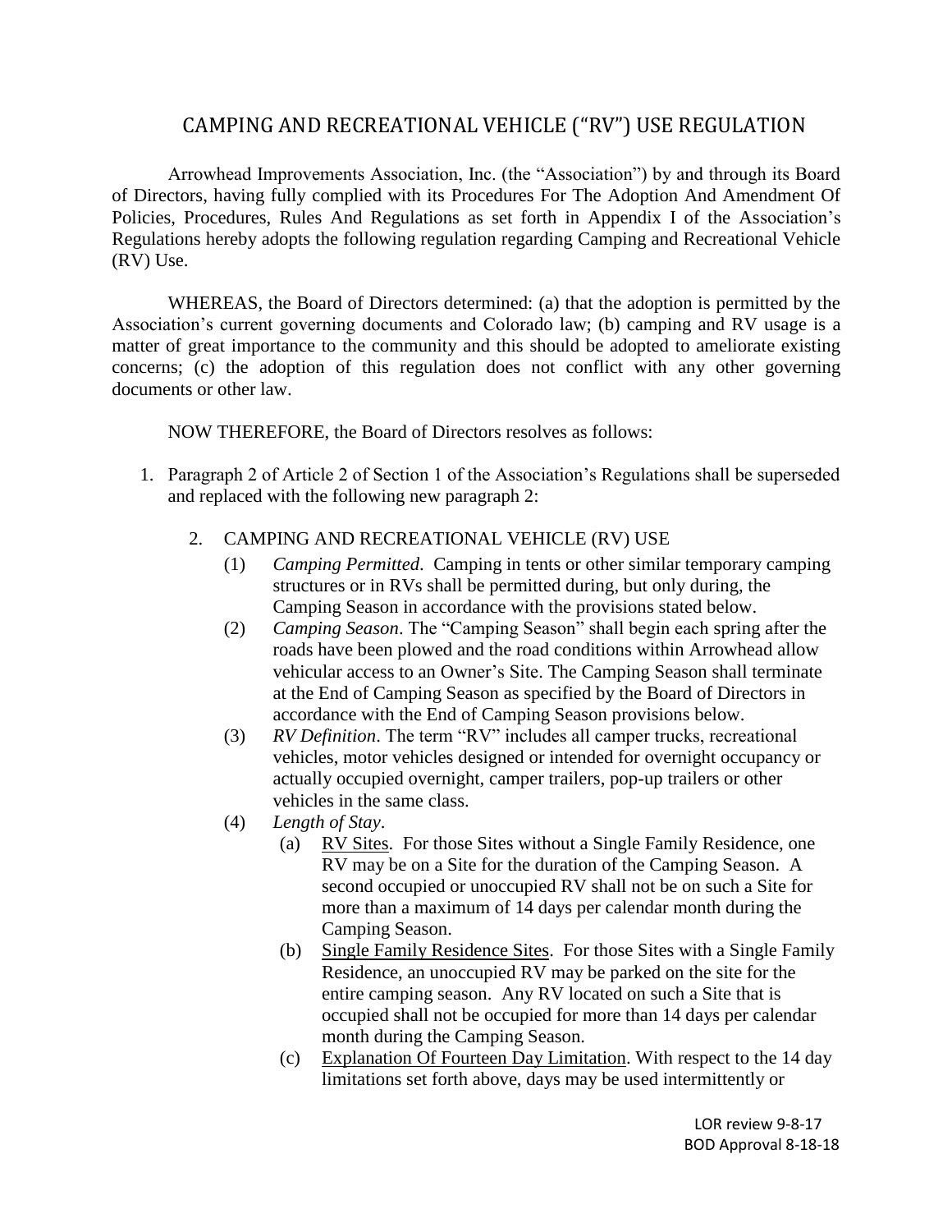# CAMPING AND RECREATIONAL VEHICLE ("RV") USE REGULATION

Arrowhead Improvements Association, Inc. (the "Association") by and through its Board of Directors, having fully complied with its Procedures For The Adoption And Amendment Of Policies, Procedures, Rules And Regulations as set forth in Appendix I of the Association's Regulations hereby adopts the following regulation regarding Camping and Recreational Vehicle (RV) Use.

WHEREAS, the Board of Directors determined: (a) that the adoption is permitted by the Association's current governing documents and Colorado law; (b) camping and RV usage is a matter of great importance to the community and this should be adopted to ameliorate existing concerns; (c) the adoption of this regulation does not conflict with any other governing documents or other law.

NOW THEREFORE, the Board of Directors resolves as follows:

1. Paragraph 2 of Article 2 of Section 1 of the Association's Regulations shall be superseded and replaced with the following new paragraph 2:

   2. CAMPING AND RECREATIONAL VEHICLE (RV) USE
      - (1) *Camping Permitted*. Camping in tents or other similar temporary camping structures or in RVs shall be permitted during, but only during, the Camping Season in accordance with the provisions stated below.
      - (2) *Camping Season*. The "Camping Season" shall begin each spring after the roads have been plowed and the road conditions within Arrowhead allow vehicular access to an Owner's Site. The Camping Season shall terminate at the End of Camping Season as specified by the Board of Directors in accordance with the End of Camping Season provisions below.
      - (3) *RV Definition*. The term "RV" includes all camper trucks, recreational vehicles, motor vehicles designed or intended for overnight occupancy or actually occupied overnight, camper trailers, pop-up trailers or other vehicles in the same class.
      - (4) *Length of Stay*.
        - (a) <u>RV Sites</u>. For those Sites without a Single Family Residence, one RV may be on a Site for the duration of the Camping Season. A second occupied or unoccupied RV shall not be on such a Site for more than a maximum of 14 days per calendar month during the Camping Season.
        - (b) <u>Single Family Residence Sites</u>. For those Sites with a Single Family Residence, an unoccupied RV may be parked on the site for the entire camping season. Any RV located on such a Site that is occupied shall not be occupied for more than 14 days per calendar month during the Camping Season.
        - (c) <u>Explanation Of Fourteen Day Limitation</u>. With respect to the 14 day limitations set forth above, days may be used intermittently or

LOR review 9-8-17
BOD Approval 8-18-18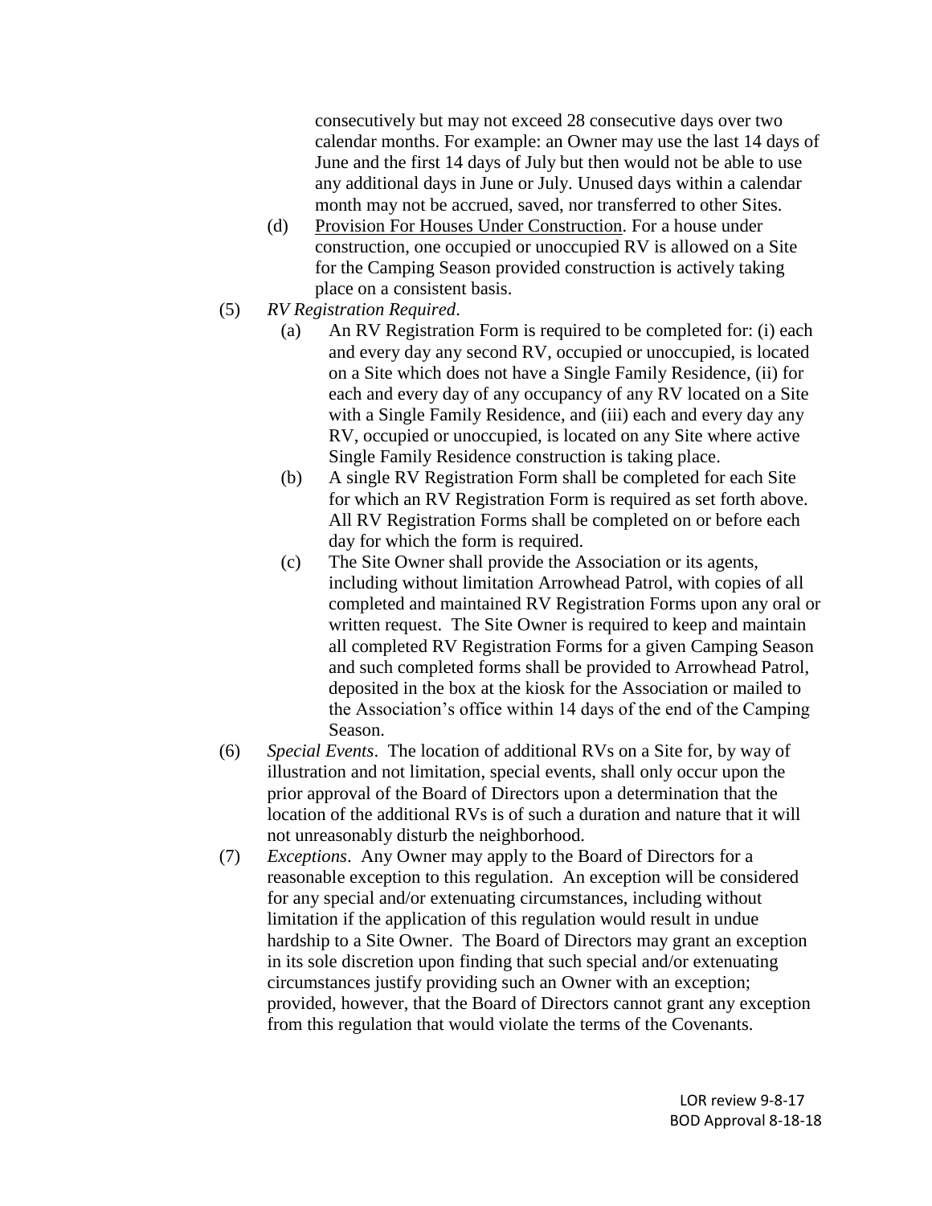consecutively but may not exceed 28 consecutive days over two calendar months. For example: an Owner may use the last 14 days of June and the first 14 days of July but then would not be able to use any additional days in June or July. Unused days within a calendar month may not be accrued, saved, nor transferred to other Sites.

(d) Provision For Houses Under Construction. For a house under construction, one occupied or unoccupied RV is allowed on a Site for the Camping Season provided construction is actively taking place on a consistent basis.

(5) *RV Registration Required*.

(a) An RV Registration Form is required to be completed for: (i) each and every day any second RV, occupied or unoccupied, is located on a Site which does not have a Single Family Residence, (ii) for each and every day of any occupancy of any RV located on a Site with a Single Family Residence, and (iii) each and every day any RV, occupied or unoccupied, is located on any Site where active Single Family Residence construction is taking place.

(b) A single RV Registration Form shall be completed for each Site for which an RV Registration Form is required as set forth above. All RV Registration Forms shall be completed on or before each day for which the form is required.

(c) The Site Owner shall provide the Association or its agents, including without limitation Arrowhead Patrol, with copies of all completed and maintained RV Registration Forms upon any oral or written request. The Site Owner is required to keep and maintain all completed RV Registration Forms for a given Camping Season and such completed forms shall be provided to Arrowhead Patrol, deposited in the box at the kiosk for the Association or mailed to the Association's office within 14 days of the end of the Camping Season.

(6) *Special Events*. The location of additional RVs on a Site for, by way of illustration and not limitation, special events, shall only occur upon the prior approval of the Board of Directors upon a determination that the location of the additional RVs is of such a duration and nature that it will not unreasonably disturb the neighborhood.

(7) *Exceptions*. Any Owner may apply to the Board of Directors for a reasonable exception to this regulation. An exception will be considered for any special and/or extenuating circumstances, including without limitation if the application of this regulation would result in undue hardship to a Site Owner. The Board of Directors may grant an exception in its sole discretion upon finding that such special and/or extenuating circumstances justify providing such an Owner with an exception; provided, however, that the Board of Directors cannot grant any exception from this regulation that would violate the terms of the Covenants.

LOR review 9-8-17
BOD Approval 8-18-18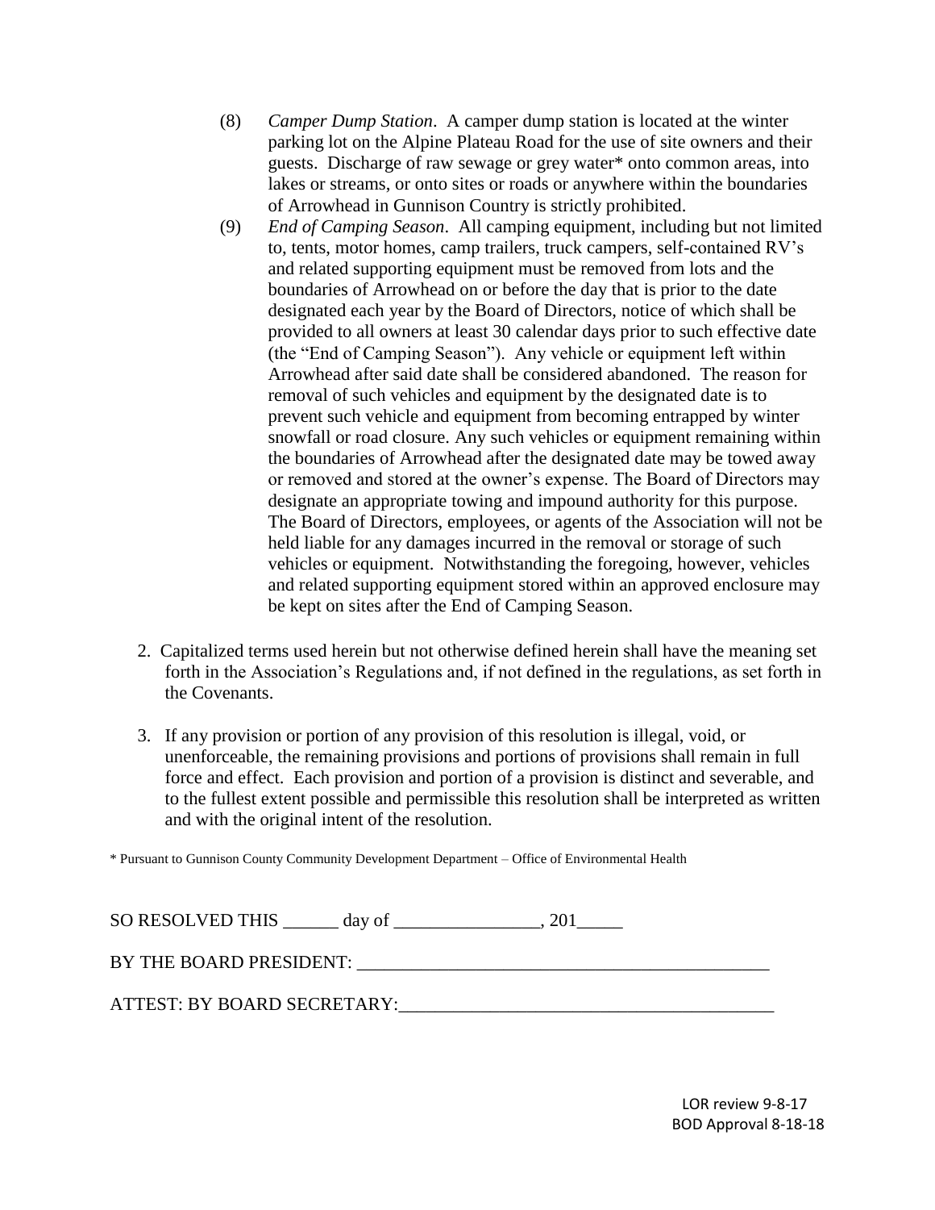(8) *Camper Dump Station*. A camper dump station is located at the winter parking lot on the Alpine Plateau Road for the use of site owners and their guests. Discharge of raw sewage or grey water* onto common areas, into lakes or streams, or onto sites or roads or anywhere within the boundaries of Arrowhead in Gunnison Country is strictly prohibited.

(9) *End of Camping Season*. All camping equipment, including but not limited to, tents, motor homes, camp trailers, truck campers, self-contained RV's and related supporting equipment must be removed from lots and the boundaries of Arrowhead on or before the day that is prior to the date designated each year by the Board of Directors, notice of which shall be provided to all owners at least 30 calendar days prior to such effective date (the "End of Camping Season"). Any vehicle or equipment left within Arrowhead after said date shall be considered abandoned. The reason for removal of such vehicles and equipment by the designated date is to prevent such vehicle and equipment from becoming entrapped by winter snowfall or road closure. Any such vehicles or equipment remaining within the boundaries of Arrowhead after the designated date may be towed away or removed and stored at the owner's expense. The Board of Directors may designate an appropriate towing and impound authority for this purpose. The Board of Directors, employees, or agents of the Association will not be held liable for any damages incurred in the removal or storage of such vehicles or equipment. Notwithstanding the foregoing, however, vehicles and related supporting equipment stored within an approved enclosure may be kept on sites after the End of Camping Season.

2. Capitalized terms used herein but not otherwise defined herein shall have the meaning set forth in the Association's Regulations and, if not defined in the regulations, as set forth in the Covenants.

3. If any provision or portion of any provision of this resolution is illegal, void, or unenforceable, the remaining provisions and portions of provisions shall remain in full force and effect. Each provision and portion of a provision is distinct and severable, and to the fullest extent possible and permissible this resolution shall be interpreted as written and with the original intent of the resolution.

* Pursuant to Gunnison County Community Development Department – Office of Environmental Health

SO RESOLVED THIS ______ day of ________________, 201_____

BY THE BOARD PRESIDENT: _____________________________________________

ATTEST: BY BOARD SECRETARY:_________________________________________

LOR review 9-8-17
BOD Approval 8-18-18